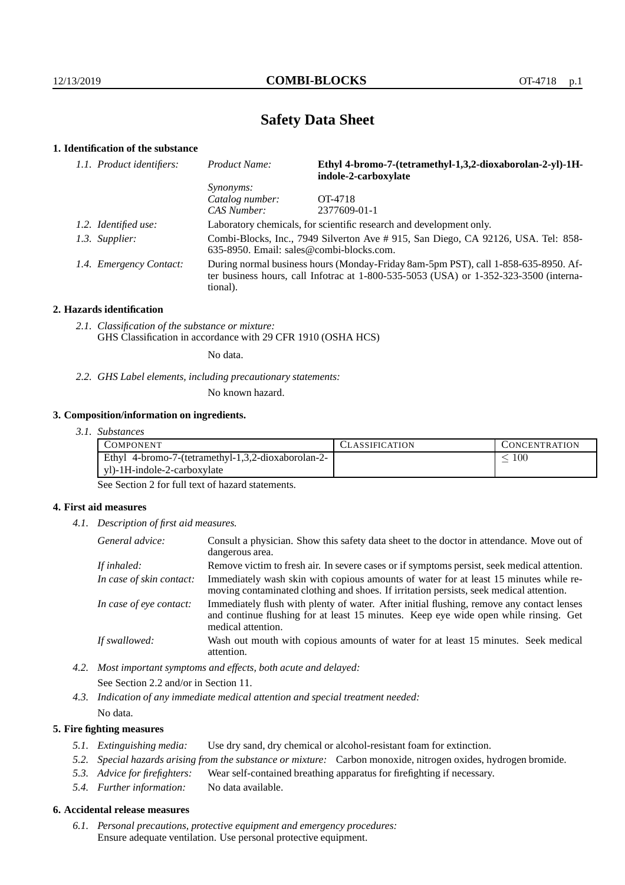# Safety Data Sheet

## 1. Identification of the substance

*1.1. Product identifiers:*

| | |
|---|---|
| *Product Name:* | **Ethyl 4-bromo-7-(tetramethyl-1,3,2-dioxaborolan-2-yl)-1H-indole-2-carboxylate** |
| *Synonyms:* | |
| *Catalog number:* | OT-4718 |
| *CAS Number:* | 2377609-01-1 |

*1.2. Identified use:* Laboratory chemicals, for scientific research and development only.

*1.3. Supplier:* Combi-Blocks, Inc., 7949 Silverton Ave # 915, San Diego, CA 92126, USA. Tel: 858-635-8950. Email: sales@combi-blocks.com.

*1.4. Emergency Contact:* During normal business hours (Monday-Friday 8am-5pm PST), call 1-858-635-8950. After business hours, call Infotrac at 1-800-535-5053 (USA) or 1-352-323-3500 (international).

## 2. Hazards identification

*2.1. Classification of the substance or mixture:*
GHS Classification in accordance with 29 CFR 1910 (OSHA HCS)

No data.

*2.2. GHS Label elements, including precautionary statements:*

No known hazard.

## 3. Composition/information on ingredients.

*3.1. Substances*

| COMPONENT | CLASSIFICATION | CONCENTRATION |
|---|---|---|
| Ethyl 4-bromo-7-(tetramethyl-1,3,2-dioxaborolan-2-yl)-1H-indole-2-carboxylate | | $\leq 100$ |

See Section 2 for full text of hazard statements.

## 4. First aid measures

*4.1. Description of first aid measures.*

*General advice:* Consult a physician. Show this safety data sheet to the doctor in attendance. Move out of dangerous area.

*If inhaled:* Remove victim to fresh air. In severe cases or if symptoms persist, seek medical attention.

*In case of skin contact:* Immediately wash skin with copious amounts of water for at least 15 minutes while removing contaminated clothing and shoes. If irritation persists, seek medical attention.

*In case of eye contact:* Immediately flush with plenty of water. After initial flushing, remove any contact lenses and continue flushing for at least 15 minutes. Keep eye wide open while rinsing. Get medical attention.

*If swallowed:* Wash out mouth with copious amounts of water for at least 15 minutes. Seek medical attention.

*4.2. Most important symptoms and effects, both acute and delayed:*

See Section 2.2 and/or in Section 11.

*4.3. Indication of any immediate medical attention and special treatment needed:*

No data.

## 5. Fire fighting measures

*5.1. Extinguishing media:* Use dry sand, dry chemical or alcohol-resistant foam for extinction.

*5.2. Special hazards arising from the substance or mixture:* Carbon monoxide, nitrogen oxides, hydrogen bromide.

*5.3. Advice for firefighters:* Wear self-contained breathing apparatus for firefighting if necessary.

*5.4. Further information:* No data available.

## 6. Accidental release measures

*6.1. Personal precautions, protective equipment and emergency procedures:*
Ensure adequate ventilation. Use personal protective equipment.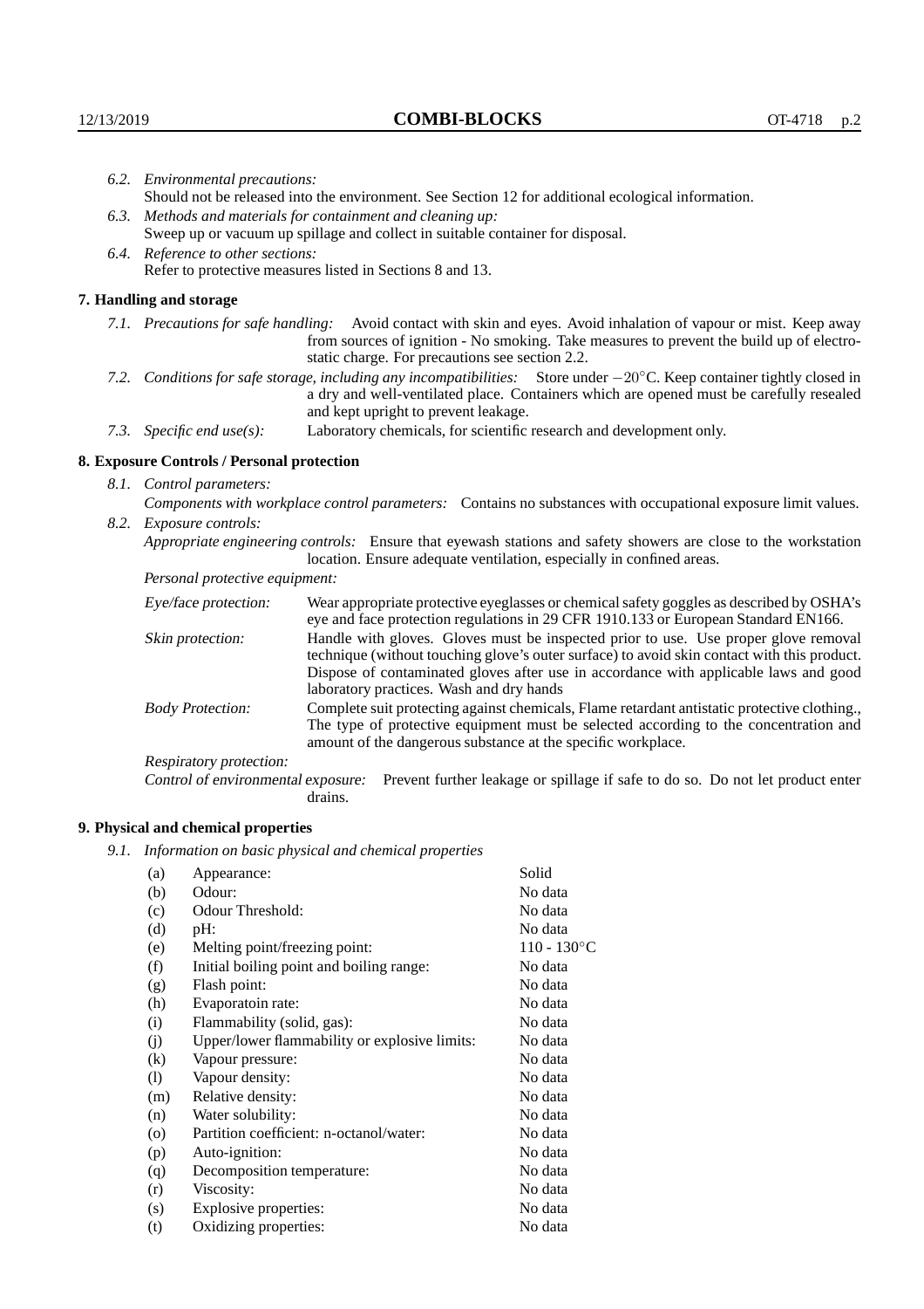*6.2. Environmental precautions:*
Should not be released into the environment. See Section 12 for additional ecological information.

*6.3. Methods and materials for containment and cleaning up:*
Sweep up or vacuum up spillage and collect in suitable container for disposal.

*6.4. Reference to other sections:*
Refer to protective measures listed in Sections 8 and 13.

## 7. Handling and storage

*7.1. Precautions for safe handling:* Avoid contact with skin and eyes. Avoid inhalation of vapour or mist. Keep away from sources of ignition - No smoking. Take measures to prevent the build up of electrostatic charge. For precautions see section 2.2.

*7.2. Conditions for safe storage, including any incompatibilities:* Store under $-20°C$. Keep container tightly closed in a dry and well-ventilated place. Containers which are opened must be carefully resealed and kept upright to prevent leakage.

*7.3. Specific end use(s):* Laboratory chemicals, for scientific research and development only.

## 8. Exposure Controls / Personal protection

*8.1. Control parameters:*
*Components with workplace control parameters:* Contains no substances with occupational exposure limit values.

*8.2. Exposure controls:*
*Appropriate engineering controls:* Ensure that eyewash stations and safety showers are close to the workstation location. Ensure adequate ventilation, especially in confined areas.

*Personal protective equipment:*

*Eye/face protection:* Wear appropriate protective eyeglasses or chemical safety goggles as described by OSHA's eye and face protection regulations in 29 CFR 1910.133 or European Standard EN166.

*Skin protection:* Handle with gloves. Gloves must be inspected prior to use. Use proper glove removal technique (without touching glove's outer surface) to avoid skin contact with this product. Dispose of contaminated gloves after use in accordance with applicable laws and good laboratory practices. Wash and dry hands

*Body Protection:* Complete suit protecting against chemicals, Flame retardant antistatic protective clothing., The type of protective equipment must be selected according to the concentration and amount of the dangerous substance at the specific workplace.

*Respiratory protection:*

*Control of environmental exposure:* Prevent further leakage or spillage if safe to do so. Do not let product enter drains.

## 9. Physical and chemical properties

*9.1. Information on basic physical and chemical properties*

| | | |
|---|---|---|
| (a) | Appearance: | Solid |
| (b) | Odour: | No data |
| (c) | Odour Threshold: | No data |
| (d) | pH: | No data |
| (e) | Melting point/freezing point: | 110 - 130°C |
| (f) | Initial boiling point and boiling range: | No data |
| (g) | Flash point: | No data |
| (h) | Evaporatoin rate: | No data |
| (i) | Flammability (solid, gas): | No data |
| (j) | Upper/lower flammability or explosive limits: | No data |
| (k) | Vapour pressure: | No data |
| (l) | Vapour density: | No data |
| (m) | Relative density: | No data |
| (n) | Water solubility: | No data |
| (o) | Partition coefficient: n-octanol/water: | No data |
| (p) | Auto-ignition: | No data |
| (q) | Decomposition temperature: | No data |
| (r) | Viscosity: | No data |
| (s) | Explosive properties: | No data |
| (t) | Oxidizing properties: | No data |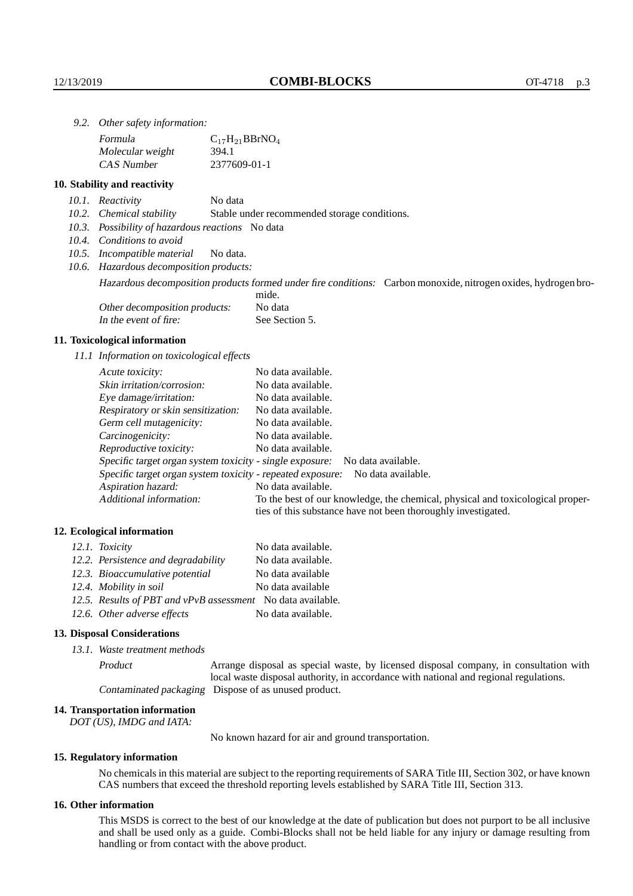*9.2. Other safety information:*

| | |
|---|---|
| *Formula* | $C_{17}H_{21}BBrNO_4$ |
| *Molecular weight* | 394.1 |
| *CAS Number* | 2377609-01-1 |

## 10. Stability and reactivity

*10.1. Reactivity* No data

*10.2. Chemical stability* Stable under recommended storage conditions.

*10.3. Possibility of hazardous reactions* No data

*10.4. Conditions to avoid*

*10.5. Incompatible material* No data.

*10.6. Hazardous decomposition products:*

*Hazardous decomposition products formed under fire conditions:* Carbon monoxide, nitrogen oxides, hydrogen bromide.

| | |
|---|---|
| *Other decomposition products:* | No data |
| *In the event of fire:* | See Section 5. |

## 11. Toxicological information

*11.1 Information on toxicological effects*

| | |
|---|---|
| *Acute toxicity:* | No data available. |
| *Skin irritation/corrosion:* | No data available. |
| *Eye damage/irritation:* | No data available. |
| *Respiratory or skin sensitization:* | No data available. |
| *Germ cell mutagenicity:* | No data available. |
| *Carcinogenicity:* | No data available. |
| *Reproductive toxicity:* | No data available. |
| *Specific target organ system toxicity - single exposure:* | No data available. |
| *Specific target organ system toxicity - repeated exposure:* | No data available. |
| *Aspiration hazard:* | No data available. |
| *Additional information:* | To the best of our knowledge, the chemical, physical and toxicological properties of this substance have not been thoroughly investigated. |

## 12. Ecological information

| | |
|---|---|
| *12.1. Toxicity* | No data available. |
| *12.2. Persistence and degradability* | No data available. |
| *12.3. Bioaccumulative potential* | No data available |
| *12.4. Mobility in soil* | No data available |
| *12.5. Results of PBT and vPvB assessment* | No data available. |
| *12.6. Other adverse effects* | No data available. |

## 13. Disposal Considerations

*13.1. Waste treatment methods*

| | |
|---|---|
| *Product* | Arrange disposal as special waste, by licensed disposal company, in consultation with local waste disposal authority, in accordance with national and regional regulations. |
| *Contaminated packaging* | Dispose of as unused product. |

## 14. Transportation information

*DOT (US), IMDG and IATA:*

No known hazard for air and ground transportation.

## 15. Regulatory information

No chemicals in this material are subject to the reporting requirements of SARA Title III, Section 302, or have known CAS numbers that exceed the threshold reporting levels established by SARA Title III, Section 313.

## 16. Other information

This MSDS is correct to the best of our knowledge at the date of publication but does not purport to be all inclusive and shall be used only as a guide. Combi-Blocks shall not be held liable for any injury or damage resulting from handling or from contact with the above product.